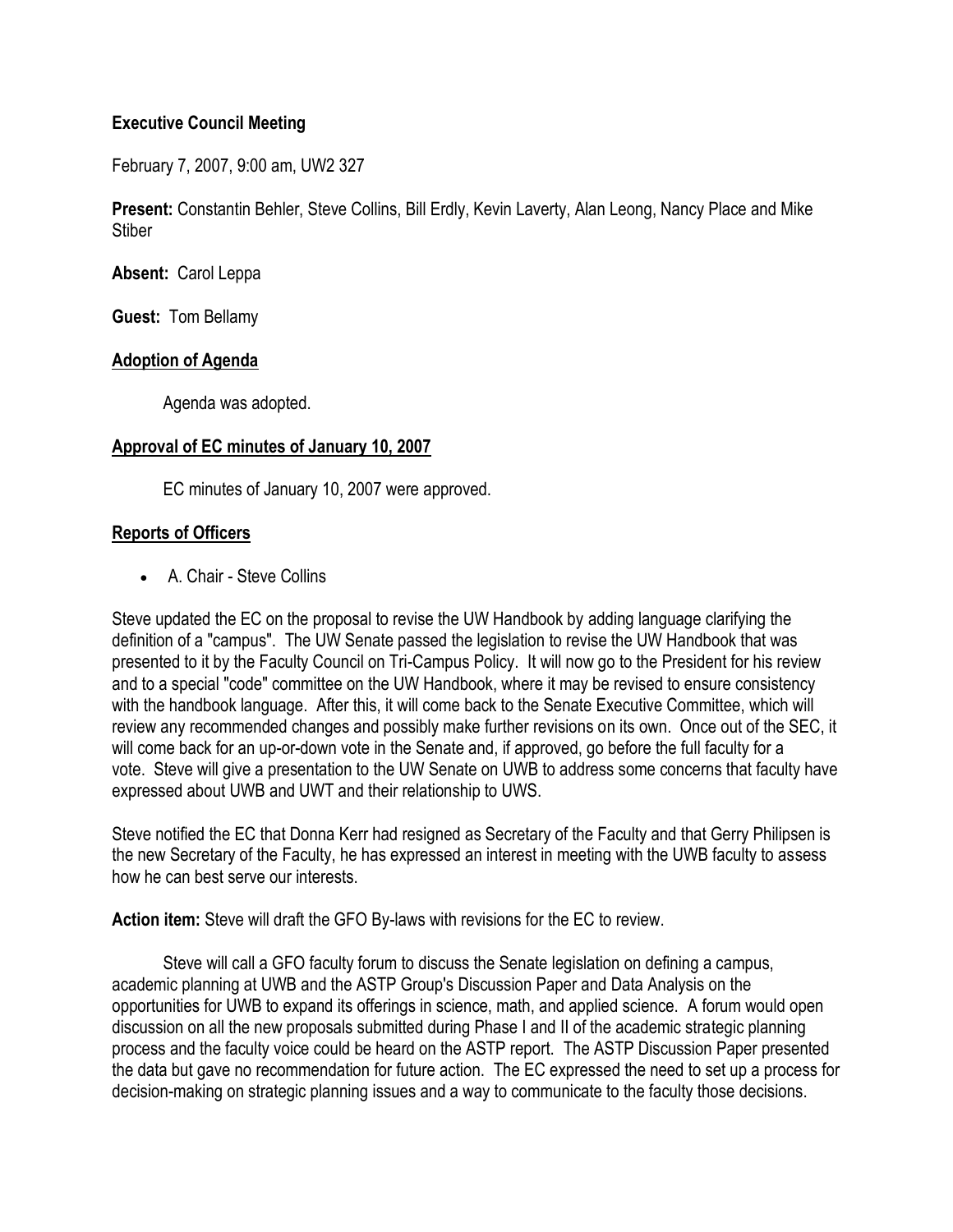**Executive Council Meeting**

February 7, 2007, 9:00 am, UW2 327

**Present:** Constantin Behler, Steve Collins, Bill Erdly, Kevin Laverty, Alan Leong, Nancy Place and Mike Stiber

**Absent:** Carol Leppa

**Guest:** Tom Bellamy

## Adoption of Agenda

Agenda was adopted.

## Approval of EC minutes of January 10, 2007

EC minutes of January 10, 2007 were approved.

## Reports of Officers

- A. Chair - Steve Collins

Steve updated the EC on the proposal to revise the UW Handbook by adding language clarifying the definition of a "campus". The UW Senate passed the legislation to revise the UW Handbook that was presented to it by the Faculty Council on Tri-Campus Policy. It will now go to the President for his review and to a special "code" committee on the UW Handbook, where it may be revised to ensure consistency with the handbook language. After this, it will come back to the Senate Executive Committee, which will review any recommended changes and possibly make further revisions on its own. Once out of the SEC, it will come back for an up-or-down vote in the Senate and, if approved, go before the full faculty for a vote. Steve will give a presentation to the UW Senate on UWB to address some concerns that faculty have expressed about UWB and UWT and their relationship to UWS.

Steve notified the EC that Donna Kerr had resigned as Secretary of the Faculty and that Gerry Philipsen is the new Secretary of the Faculty, he has expressed an interest in meeting with the UWB faculty to assess how he can best serve our interests.

**Action item:** Steve will draft the GFO By-laws with revisions for the EC to review.

Steve will call a GFO faculty forum to discuss the Senate legislation on defining a campus, academic planning at UWB and the ASTP Group's Discussion Paper and Data Analysis on the opportunities for UWB to expand its offerings in science, math, and applied science. A forum would open discussion on all the new proposals submitted during Phase I and II of the academic strategic planning process and the faculty voice could be heard on the ASTP report. The ASTP Discussion Paper presented the data but gave no recommendation for future action. The EC expressed the need to set up a process for decision-making on strategic planning issues and a way to communicate to the faculty those decisions.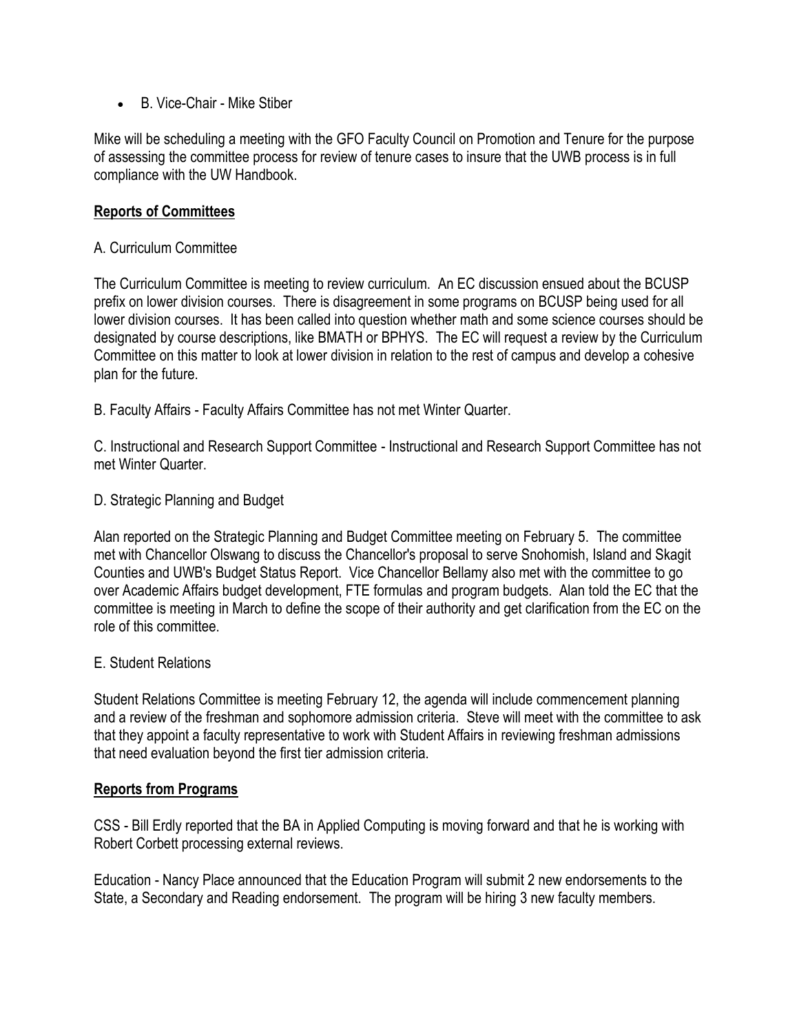- B. Vice-Chair - Mike Stiber

Mike will be scheduling a meeting with the GFO Faculty Council on Promotion and Tenure for the purpose of assessing the committee process for review of tenure cases to insure that the UWB process is in full compliance with the UW Handbook.

**Reports of Committees**

A. Curriculum Committee

The Curriculum Committee is meeting to review curriculum. An EC discussion ensued about the BCUSP prefix on lower division courses. There is disagreement in some programs on BCUSP being used for all lower division courses. It has been called into question whether math and some science courses should be designated by course descriptions, like BMATH or BPHYS. The EC will request a review by the Curriculum Committee on this matter to look at lower division in relation to the rest of campus and develop a cohesive plan for the future.

B. Faculty Affairs - Faculty Affairs Committee has not met Winter Quarter.

C. Instructional and Research Support Committee - Instructional and Research Support Committee has not met Winter Quarter.

D. Strategic Planning and Budget

Alan reported on the Strategic Planning and Budget Committee meeting on February 5. The committee met with Chancellor Olswang to discuss the Chancellor's proposal to serve Snohomish, Island and Skagit Counties and UWB's Budget Status Report. Vice Chancellor Bellamy also met with the committee to go over Academic Affairs budget development, FTE formulas and program budgets. Alan told the EC that the committee is meeting in March to define the scope of their authority and get clarification from the EC on the role of this committee.

E. Student Relations

Student Relations Committee is meeting February 12, the agenda will include commencement planning and a review of the freshman and sophomore admission criteria. Steve will meet with the committee to ask that they appoint a faculty representative to work with Student Affairs in reviewing freshman admissions that need evaluation beyond the first tier admission criteria.

**Reports from Programs**

CSS - Bill Erdly reported that the BA in Applied Computing is moving forward and that he is working with Robert Corbett processing external reviews.

Education - Nancy Place announced that the Education Program will submit 2 new endorsements to the State, a Secondary and Reading endorsement. The program will be hiring 3 new faculty members.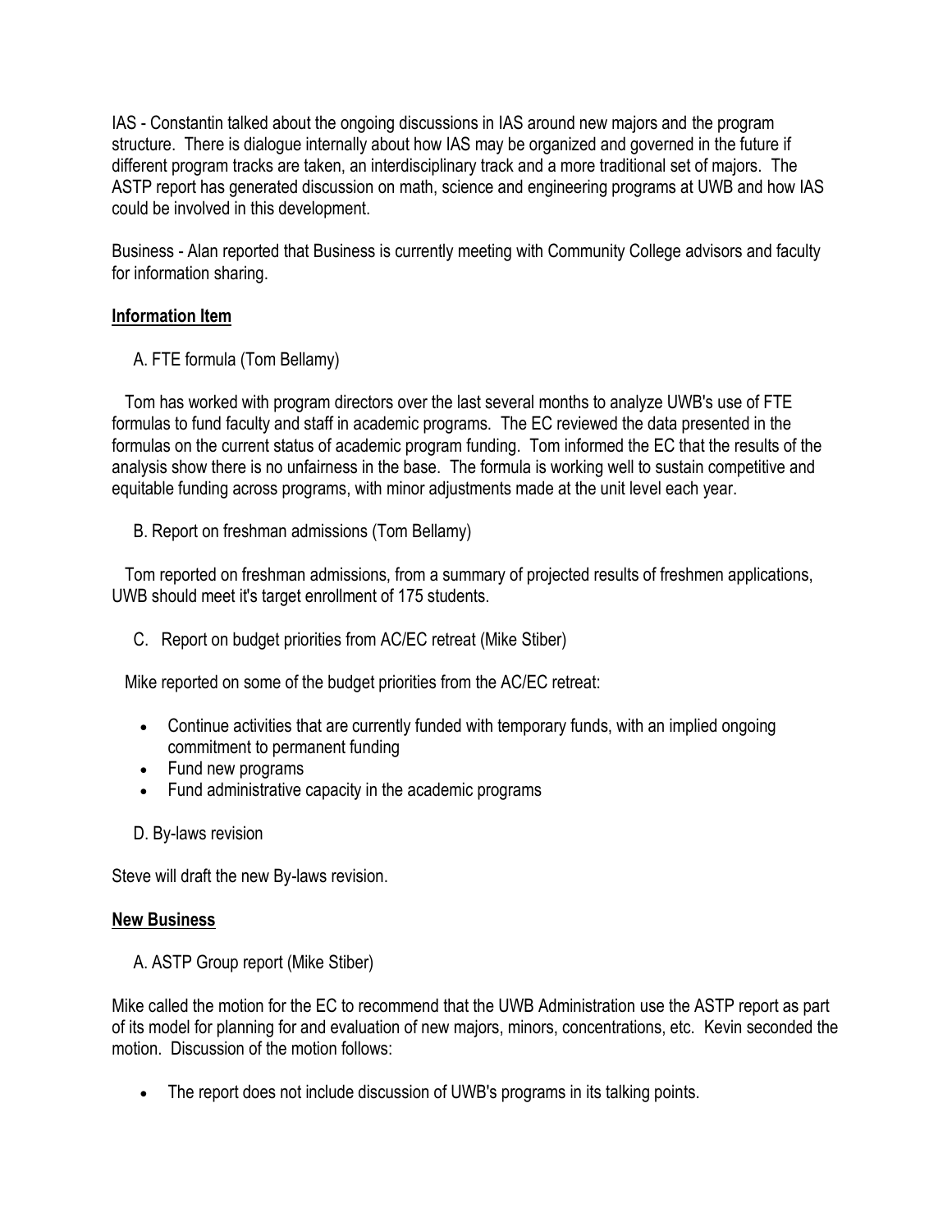IAS - Constantin talked about the ongoing discussions in IAS around new majors and the program structure. There is dialogue internally about how IAS may be organized and governed in the future if different program tracks are taken, an interdisciplinary track and a more traditional set of majors. The ASTP report has generated discussion on math, science and engineering programs at UWB and how IAS could be involved in this development.

Business - Alan reported that Business is currently meeting with Community College advisors and faculty for information sharing.

**Information Item**

A. FTE formula (Tom Bellamy)

Tom has worked with program directors over the last several months to analyze UWB's use of FTE formulas to fund faculty and staff in academic programs. The EC reviewed the data presented in the formulas on the current status of academic program funding. Tom informed the EC that the results of the analysis show there is no unfairness in the base. The formula is working well to sustain competitive and equitable funding across programs, with minor adjustments made at the unit level each year.

B. Report on freshman admissions (Tom Bellamy)

Tom reported on freshman admissions, from a summary of projected results of freshmen applications, UWB should meet it's target enrollment of 175 students.

C. Report on budget priorities from AC/EC retreat (Mike Stiber)

Mike reported on some of the budget priorities from the AC/EC retreat:

- Continue activities that are currently funded with temporary funds, with an implied ongoing commitment to permanent funding
- Fund new programs
- Fund administrative capacity in the academic programs

D. By-laws revision

Steve will draft the new By-laws revision.

**New Business**

A. ASTP Group report (Mike Stiber)

Mike called the motion for the EC to recommend that the UWB Administration use the ASTP report as part of its model for planning for and evaluation of new majors, minors, concentrations, etc. Kevin seconded the motion. Discussion of the motion follows:

- The report does not include discussion of UWB's programs in its talking points.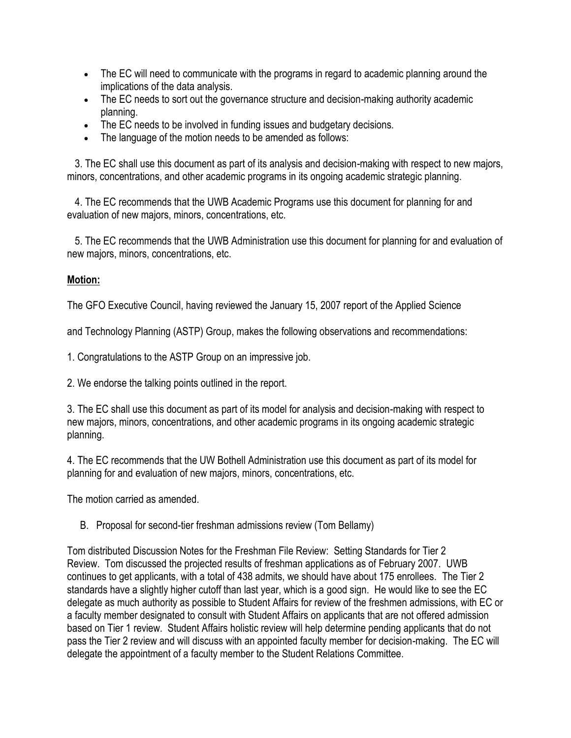- The EC will need to communicate with the programs in regard to academic planning around the implications of the data analysis.
- The EC needs to sort out the governance structure and decision-making authority academic planning.
- The EC needs to be involved in funding issues and budgetary decisions.
- The language of the motion needs to be amended as follows:

3. The EC shall use this document as part of its analysis and decision-making with respect to new majors, minors, concentrations, and other academic programs in its ongoing academic strategic planning.

4. The EC recommends that the UWB Academic Programs use this document for planning for and evaluation of new majors, minors, concentrations, etc.

5. The EC recommends that the UWB Administration use this document for planning for and evaluation of new majors, minors, concentrations, etc.

**Motion:**

The GFO Executive Council, having reviewed the January 15, 2007 report of the Applied Science and Technology Planning (ASTP) Group, makes the following observations and recommendations:

1. Congratulations to the ASTP Group on an impressive job.

2. We endorse the talking points outlined in the report.

3. The EC shall use this document as part of its model for analysis and decision-making with respect to new majors, minors, concentrations, and other academic programs in its ongoing academic strategic planning.

4. The EC recommends that the UW Bothell Administration use this document as part of its model for planning for and evaluation of new majors, minors, concentrations, etc.

The motion carried as amended.

B. Proposal for second-tier freshman admissions review (Tom Bellamy)

Tom distributed Discussion Notes for the Freshman File Review: Setting Standards for Tier 2 Review. Tom discussed the projected results of freshman applications as of February 2007. UWB continues to get applicants, with a total of 438 admits, we should have about 175 enrollees. The Tier 2 standards have a slightly higher cutoff than last year, which is a good sign. He would like to see the EC delegate as much authority as possible to Student Affairs for review of the freshmen admissions, with EC or a faculty member designated to consult with Student Affairs on applicants that are not offered admission based on Tier 1 review. Student Affairs holistic review will help determine pending applicants that do not pass the Tier 2 review and will discuss with an appointed faculty member for decision-making. The EC will delegate the appointment of a faculty member to the Student Relations Committee.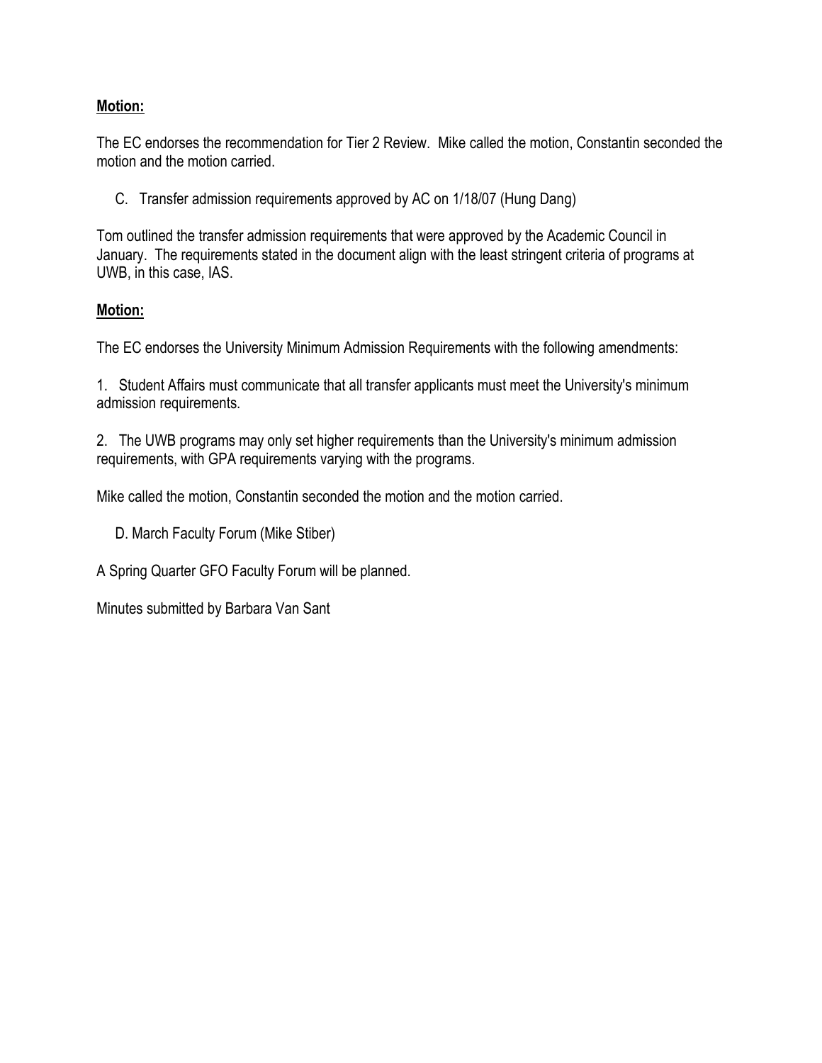**Motion:**

The EC endorses the recommendation for Tier 2 Review. Mike called the motion, Constantin seconded the motion and the motion carried.

C. Transfer admission requirements approved by AC on 1/18/07 (Hung Dang)

Tom outlined the transfer admission requirements that were approved by the Academic Council in January. The requirements stated in the document align with the least stringent criteria of programs at UWB, in this case, IAS.

**Motion:**

The EC endorses the University Minimum Admission Requirements with the following amendments:

1. Student Affairs must communicate that all transfer applicants must meet the University's minimum admission requirements.

2. The UWB programs may only set higher requirements than the University's minimum admission requirements, with GPA requirements varying with the programs.

Mike called the motion, Constantin seconded the motion and the motion carried.

D. March Faculty Forum (Mike Stiber)

A Spring Quarter GFO Faculty Forum will be planned.

Minutes submitted by Barbara Van Sant